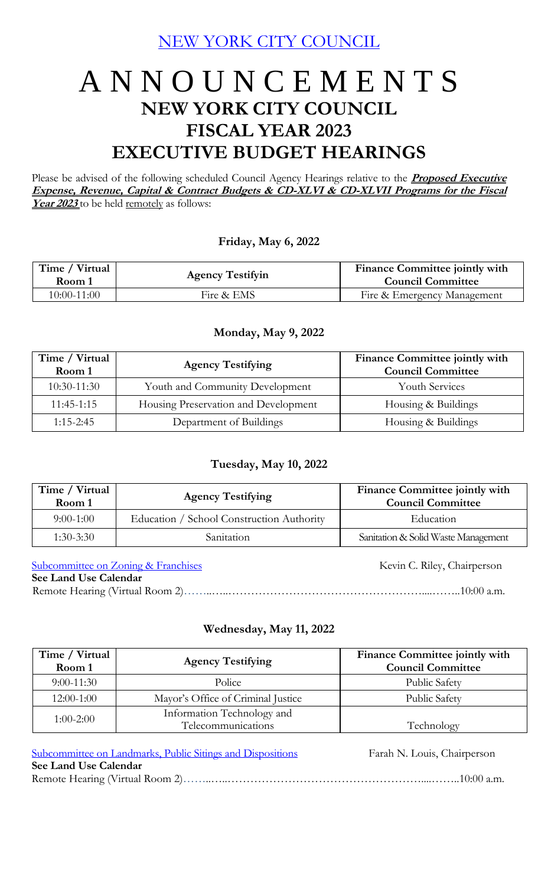NEW YORK CITY COUNCIL

# A N N O U N C E M E N T S

## NEW YORK CITY COUNCIL
## FISCAL YEAR 2023
## EXECUTIVE BUDGET HEARINGS

Please be advised of the following scheduled Council Agency Hearings relative to the ***Proposed Executive Expense, Revenue, Capital & Contract Budgets & CD-XLVI & CD-XLVII Programs for the Fiscal Year 2023*** to be held remotely as follows:

**Friday, May 6, 2022**

| Time / Virtual Room 1 | Agency Testifyin | Finance Committee jointly with Council Committee |
|---|---|---|
| 10:00-11:00 | Fire & EMS | Fire & Emergency Management |

**Monday, May 9, 2022**

| Time / Virtual Room 1 | Agency Testifying | Finance Committee jointly with Council Committee |
|---|---|---|
| 10:30-11:30 | Youth and Community Development | Youth Services |
| 11:45-1:15 | Housing Preservation and Development | Housing & Buildings |
| 1:15-2:45 | Department of Buildings | Housing & Buildings |

**Tuesday, May 10, 2022**

| Time / Virtual Room 1 | Agency Testifying | Finance Committee jointly with Council Committee |
|---|---|---|
| 9:00-1:00 | Education / School Construction Authority | Education |
| 1:30-3:30 | Sanitation | Sanitation & Solid Waste Management |

Subcommittee on Zoning & Franchises — Kevin C. Riley, Chairperson

**See Land Use Calendar**

Remote Hearing (Virtual Room 2)……..…..……………………………………………....……..10:00 a.m.

**Wednesday, May 11, 2022**

| Time / Virtual Room 1 | Agency Testifying | Finance Committee jointly with Council Committee |
|---|---|---|
| 9:00-11:30 | Police | Public Safety |
| 12:00-1:00 | Mayor's Office of Criminal Justice | Public Safety |
| 1:00-2:00 | Information Technology and Telecommunications | Technology |

Subcommittee on Landmarks, Public Sitings and Dispositions — Farah N. Louis, Chairperson

**See Land Use Calendar**

Remote Hearing (Virtual Room 2)……..…..……………………………………………....……..10:00 a.m.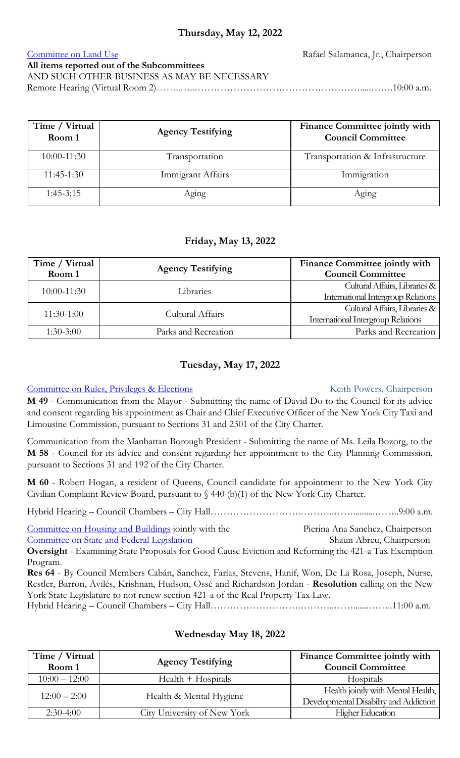### Thursday, May 12, 2022

Committee on Land Use — Rafael Salamanca, Jr., Chairperson

**All items reported out of the Subcommittees**

AND SUCH OTHER BUSINESS AS MAY BE NECESSARY

Remote Hearing (Virtual Room 2)……..…..…………………………………………......…….10:00 a.m.

| Time / Virtual Room 1 | Agency Testifying | Finance Committee jointly with Council Committee |
|---|---|---|
| 10:00-11:30 | Transportation | Transportation & Infrastructure |
| 11:45-1:30 | Immigrant Affairs | Immigration |
| 1:45-3:15 | Aging | Aging |

### Friday, May 13, 2022

| Time / Virtual Room 1 | Agency Testifying | Finance Committee jointly with Council Committee |
|---|---|---|
| 10:00-11:30 | Libraries | Cultural Affairs, Libraries & International Intergroup Relations |
| 11:30-1:00 | Cultural Affairs | Cultural Affairs, Libraries & International Intergroup Relations |
| 1:30-3:00 | Parks and Recreation | Parks and Recreation |

### Tuesday, May 17, 2022

Committee on Rules, Privileges & Elections — Keith Powers, Chairperson

**M 49** - Communication from the Mayor - Submitting the name of David Do to the Council for its advice and consent regarding his appointment as Chair and Chief Executive Officer of the New York City Taxi and Limousine Commission, pursuant to Sections 31 and 2301 of the City Charter.

Communication from the Manhattan Borough President - Submitting the name of Ms. Leila Bozorg, to the **M 58** - Council for its advice and consent regarding her appointment to the City Planning Commission, pursuant to Sections 31 and 192 of the City Charter.

**M 60** - Robert Hogan, a resident of Queens, Council candidate for appointment to the New York City Civilian Complaint Review Board, pursuant to § 440 (b)(1) of the New York City Charter.

Hybrid Hearing – Council Chambers – City Hall………………………..………..……..........……..9:00 a.m.

Committee on Housing and Buildings jointly with the — Pierina Ana Sanchez, Chairperson

Committee on State and Federal Legislation — Shaun Abreu, Chairperson

**Oversight** - Examining State Proposals for Good Cause Eviction and Reforming the 421-a Tax Exemption Program.

**Res 64** - By Council Members Cabán, Sanchez, Farías, Stevens, Hanif, Won, De La Rosa, Joseph, Nurse, Restler, Barron, Avilés, Krishnan, Hudson, Ossé and Richardson Jordan - **Resolution** calling on the New York State Legislature to not renew section 421-a of the Real Property Tax Law.

Hybrid Hearing – Council Chambers – City Hall………………………..………..……......……..11:00 a.m.

### Wednesday May 18, 2022

| Time / Virtual Room 1 | Agency Testifying | Finance Committee jointly with Council Committee |
|---|---|---|
| 10:00 – 12:00 | Health + Hospitals | Hospitals |
| 12:00 – 2:00 | Health & Mental Hygiene | Health jointly with Mental Health, Developmental Disability and Addiction |
| 2:30-4:00 | City University of New York | Higher Education |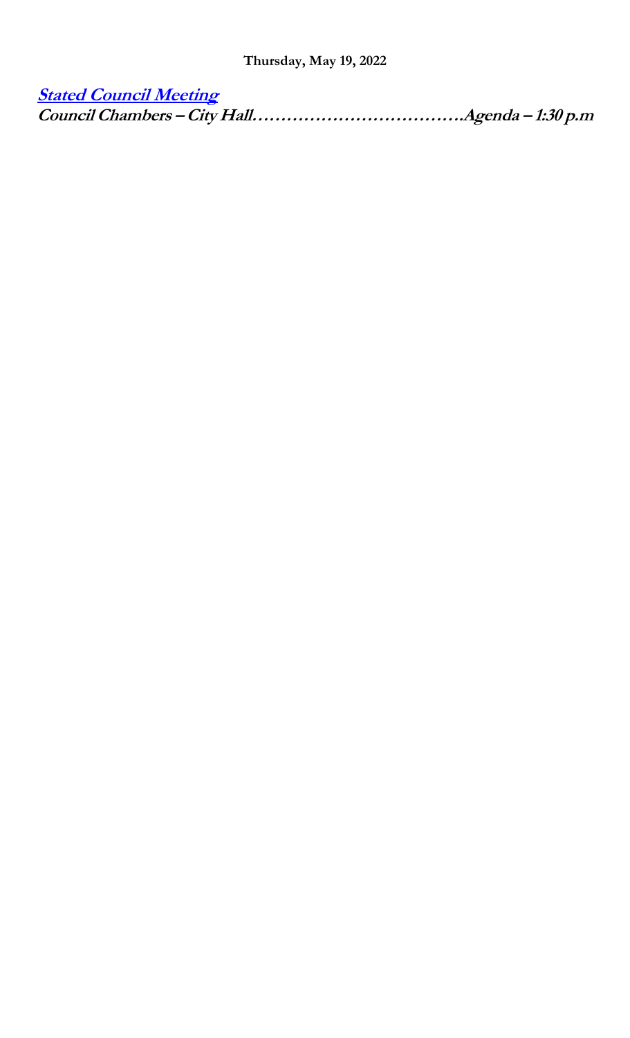**Thursday, May 19, 2022**

**[Stated Council Meeting]**
***Council Chambers – City Hall……………………………….Agenda – 1:30 p.m***